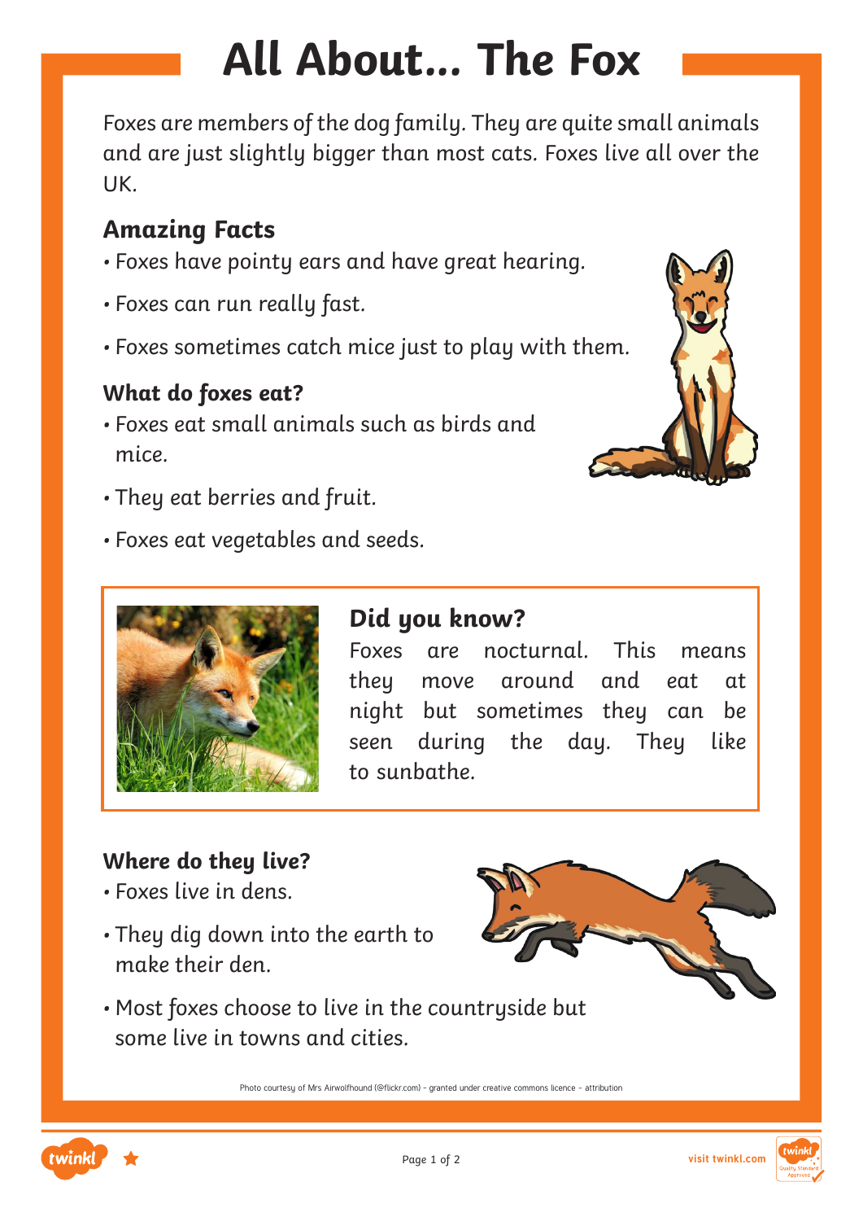# All About... The Fox

Foxes are members of the dog family. They are quite small animals and are just slightly bigger than most cats. Foxes live all over the UK.

## Amazing Facts

- Foxes have pointy ears and have great hearing.
- Foxes can run really fast.
- Foxes sometimes catch mice just to play with them.

### What do foxes eat?

- Foxes eat small animals such as birds and mice.
- They eat berries and fruit.
- Foxes eat vegetables and seeds.

## Did you know?

Foxes are nocturnal. This means they move around and eat at night but sometimes they can be seen during the day. They like to sunbathe.

### Where do they live?

- Foxes live in dens.
- They dig down into the earth to make their den.
- Most foxes choose to live in the countryside but some live in towns and cities.

Photo courtesy of Mrs Airwolfhound (@flickr.com) - granted under creative commons licence – attribution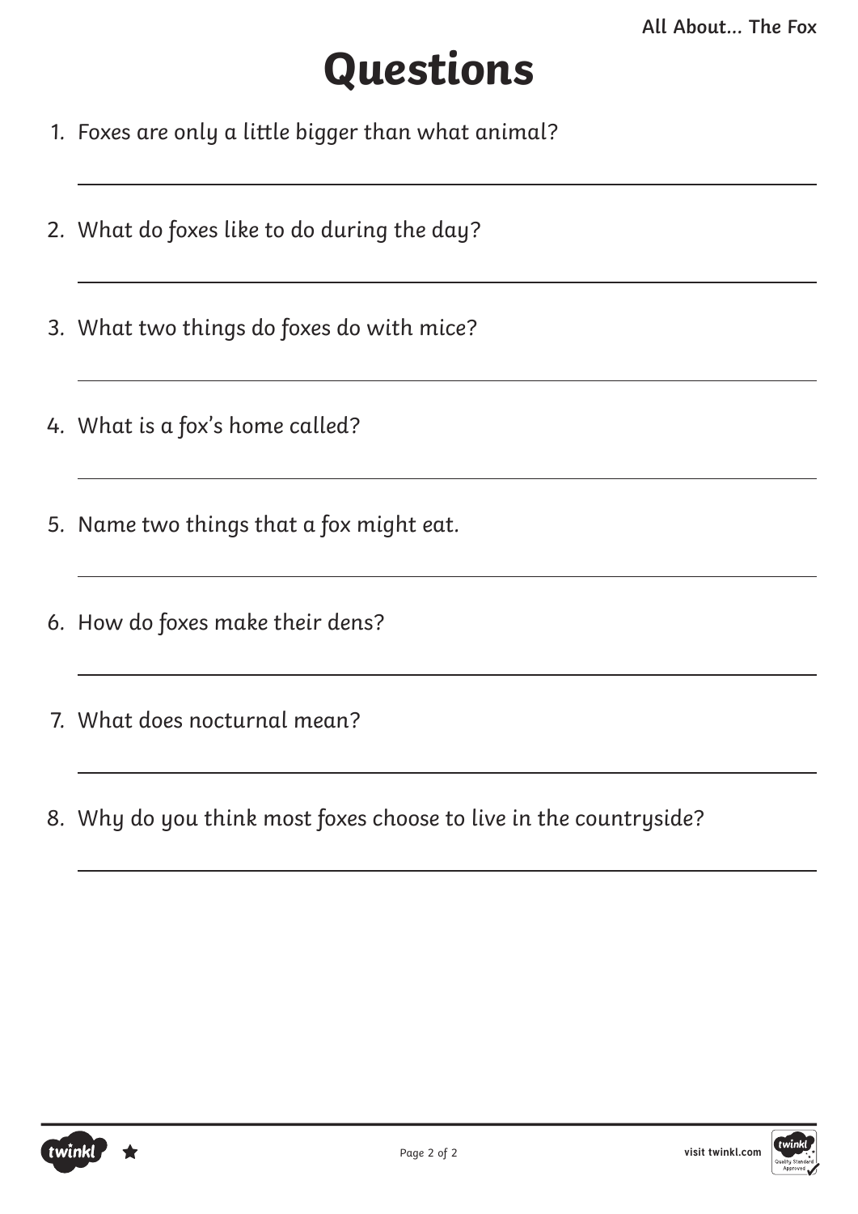# Questions

1. Foxes are only a little bigger than what animal?

2. What do foxes like to do during the day?

3. What two things do foxes do with mice?

4. What is a fox's home called?

5. Name two things that a fox might eat.

6. How do foxes make their dens?

7. What does nocturnal mean?

8. Why do you think most foxes choose to live in the countryside?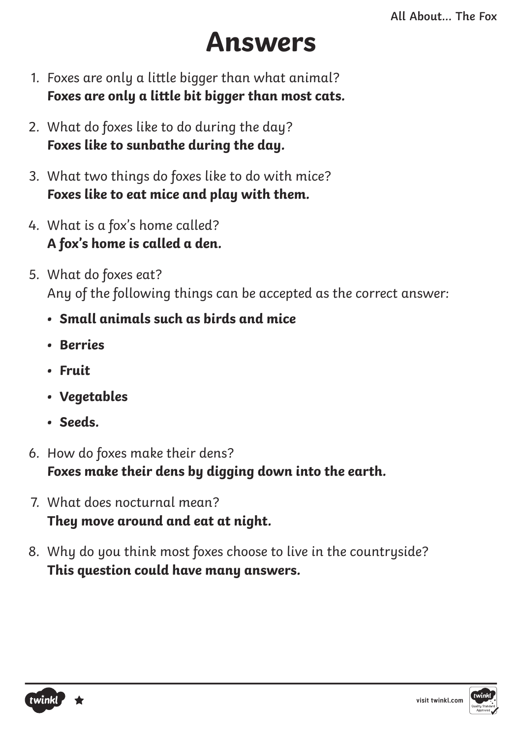# Answers

1. Foxes are only a little bigger than what animal?
   **Foxes are only a little bit bigger than most cats.**

2. What do foxes like to do during the day?
   **Foxes like to sunbathe during the day.**

3. What two things do foxes like to do with mice?
   **Foxes like to eat mice and play with them.**

4. What is a fox's home called?
   **A fox's home is called a den.**

5. What do foxes eat?
   Any of the following things can be accepted as the correct answer:
   - **Small animals such as birds and mice**
   - **Berries**
   - **Fruit**
   - **Vegetables**
   - **Seeds.**

6. How do foxes make their dens?
   **Foxes make their dens by digging down into the earth.**

7. What does nocturnal mean?
   **They move around and eat at night.**

8. Why do you think most foxes choose to live in the countryside?
   **This question could have many answers.**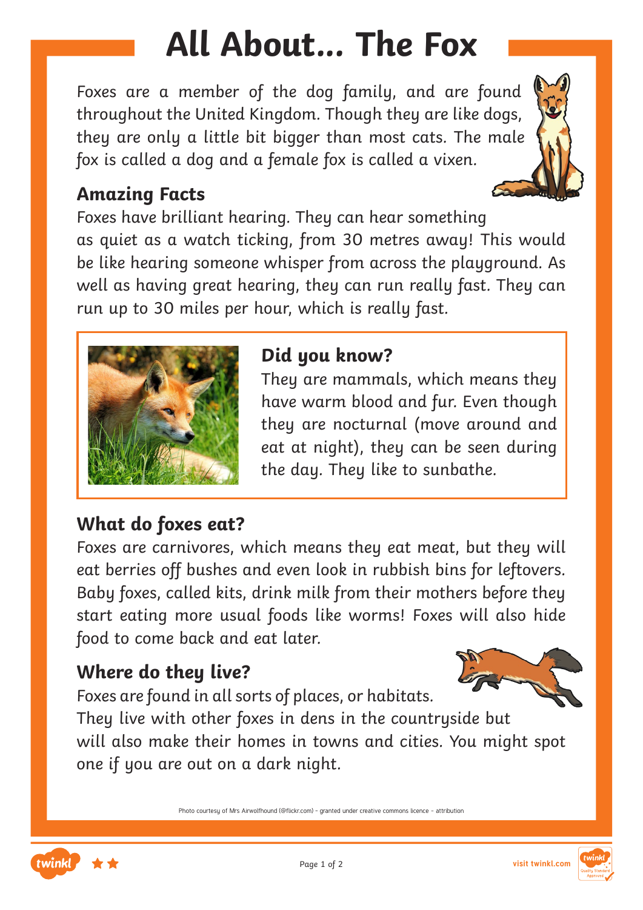# All About... The Fox

Foxes are a member of the dog family, and are found throughout the United Kingdom. Though they are like dogs, they are only a little bit bigger than most cats. The male fox is called a dog and a female fox is called a vixen.

## Amazing Facts

Foxes have brilliant hearing. They can hear something as quiet as a watch ticking, from 30 metres away! This would be like hearing someone whisper from across the playground. As well as having great hearing, they can run really fast. They can run up to 30 miles per hour, which is really fast.

## Did you know?

They are mammals, which means they have warm blood and fur. Even though they are nocturnal (move around and eat at night), they can be seen during the day. They like to sunbathe.

## What do foxes eat?

Foxes are carnivores, which means they eat meat, but they will eat berries off bushes and even look in rubbish bins for leftovers. Baby foxes, called kits, drink milk from their mothers before they start eating more usual foods like worms! Foxes will also hide food to come back and eat later.

## Where do they live?

Foxes are found in all sorts of places, or habitats. They live with other foxes in dens in the countryside but will also make their homes in towns and cities. You might spot one if you are out on a dark night.

Photo courtesy of Mrs Airwolfhound (@flickr.com) - granted under creative commons licence - attribution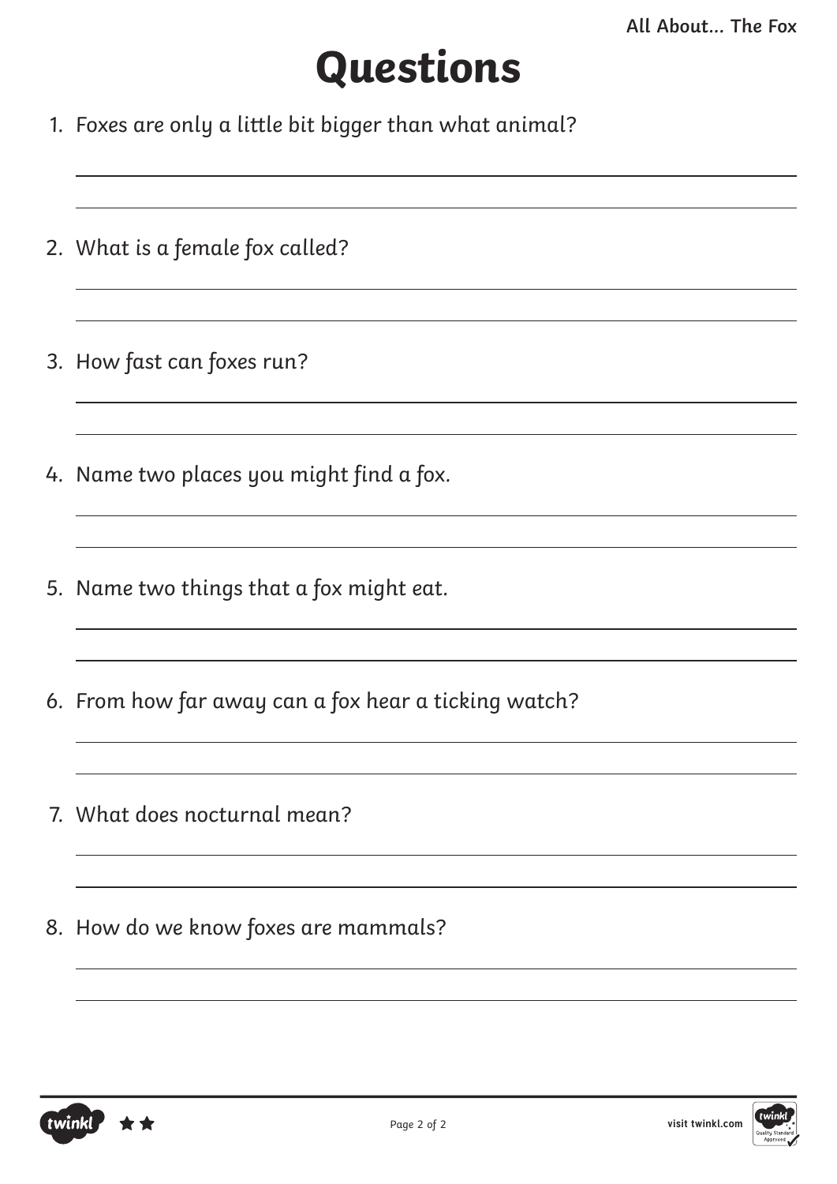# Questions

1. Foxes are only a little bit bigger than what animal?

2. What is a female fox called?

3. How fast can foxes run?

4. Name two places you might find a fox.

5. Name two things that a fox might eat.

6. From how far away can a fox hear a ticking watch?

7. What does nocturnal mean?

8. How do we know foxes are mammals?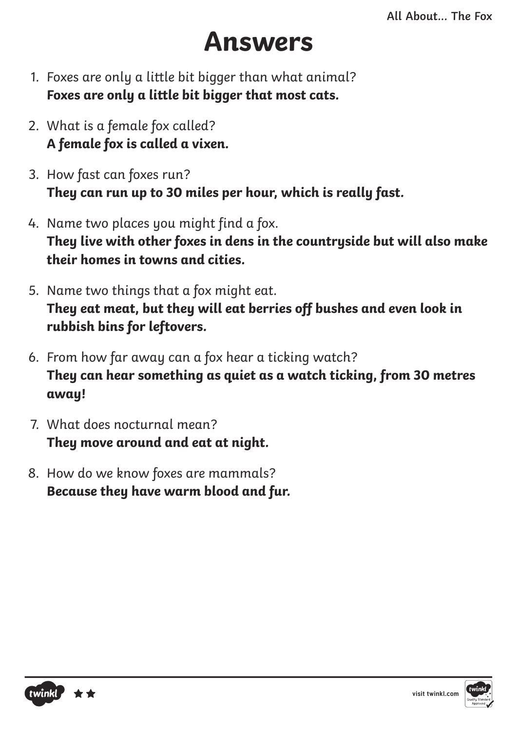# Answers

1. *Foxes are only a little bit bigger than what animal?*
   **Foxes are only a little bit bigger that most cats.**

2. *What is a female fox called?*
   **A female fox is called a vixen.**

3. *How fast can foxes run?*
   **They can run up to 30 miles per hour, which is really fast.**

4. *Name two places you might find a fox.*
   **They live with other foxes in dens in the countryside but will also make their homes in towns and cities.**

5. *Name two things that a fox might eat.*
   **They eat meat, but they will eat berries off bushes and even look in rubbish bins for leftovers.**

6. *From how far away can a fox hear a ticking watch?*
   **They can hear something as quiet as a watch ticking, from 30 metres away!**

7. *What does nocturnal mean?*
   **They move around and eat at night.**

8. *How do we know foxes are mammals?*
   **Because they have warm blood and fur.**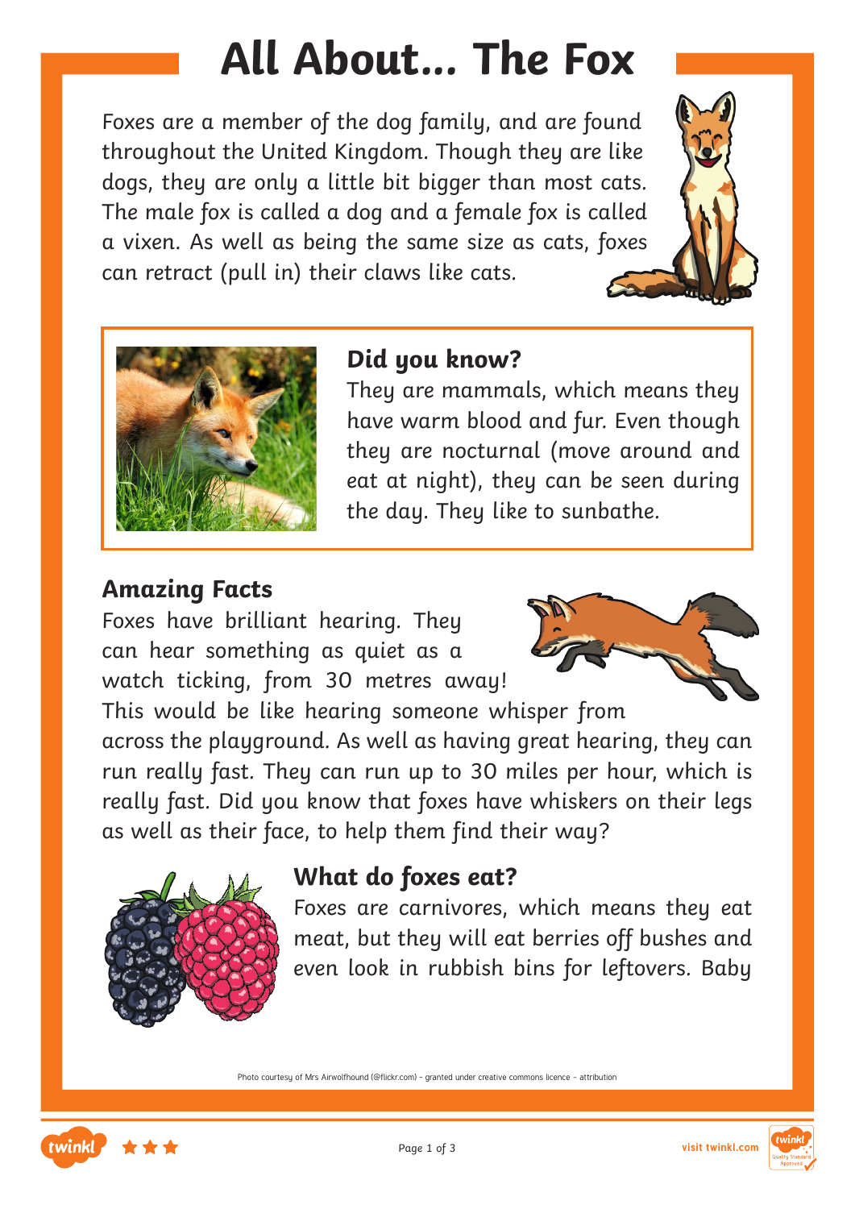# All About... The Fox

Foxes are a member of the dog family, and are found throughout the United Kingdom. Though they are like dogs, they are only a little bit bigger than most cats. The male fox is called a dog and a female fox is called a vixen. As well as being the same size as cats, foxes can retract (pull in) their claws like cats.

## Did you know?

They are mammals, which means they have warm blood and fur. Even though they are nocturnal (move around and eat at night), they can be seen during the day. They like to sunbathe.

## Amazing Facts

Foxes have brilliant hearing. They can hear something as quiet as a watch ticking, from 30 metres away! This would be like hearing someone whisper from across the playground. As well as having great hearing, they can run really fast. They can run up to 30 miles per hour, which is really fast. Did you know that foxes have whiskers on their legs as well as their face, to help them find their way?

## What do foxes eat?

Foxes are carnivores, which means they eat meat, but they will eat berries off bushes and even look in rubbish bins for leftovers. Baby

Photo courtesy of Mrs Airwolfhound (@flickr.com) - granted under creative commons licence - attribution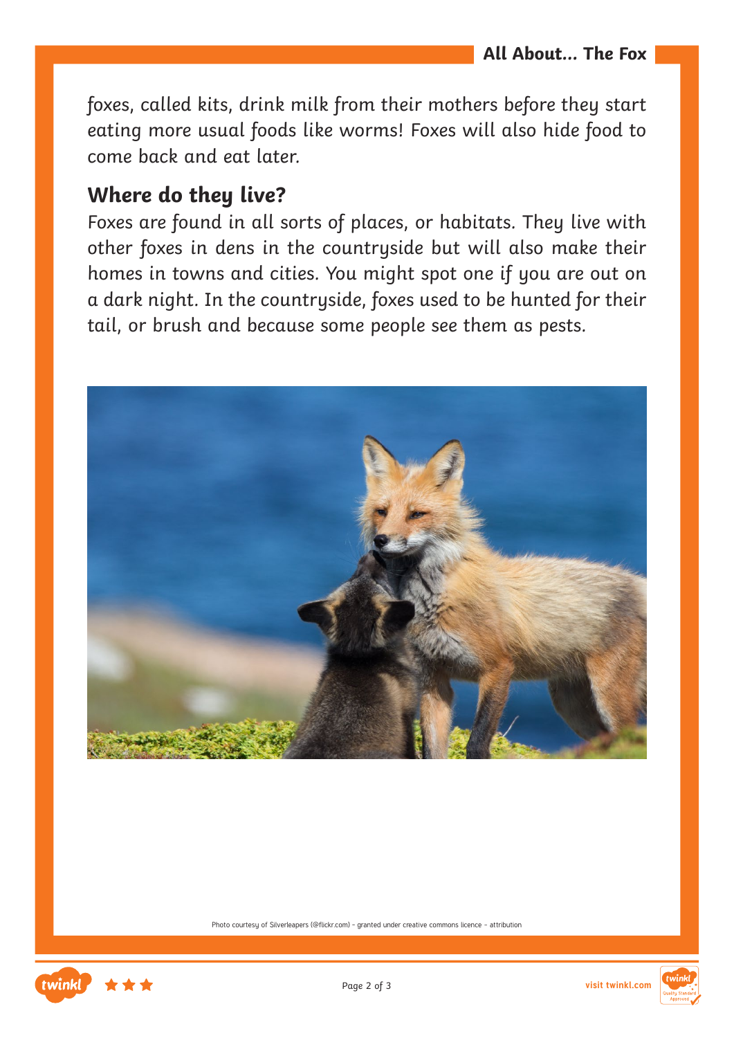foxes, called kits, drink milk from their mothers before they start eating more usual foods like worms! Foxes will also hide food to come back and eat later.

## Where do they live?

Foxes are found in all sorts of places, or habitats. They live with other foxes in dens in the countryside but will also make their homes in towns and cities. You might spot one if you are out on a dark night. In the countryside, foxes used to be hunted for their tail, or brush and because some people see them as pests.

Photo courtesy of Silverleapers (@flickr.com) - granted under creative commons licence – attribution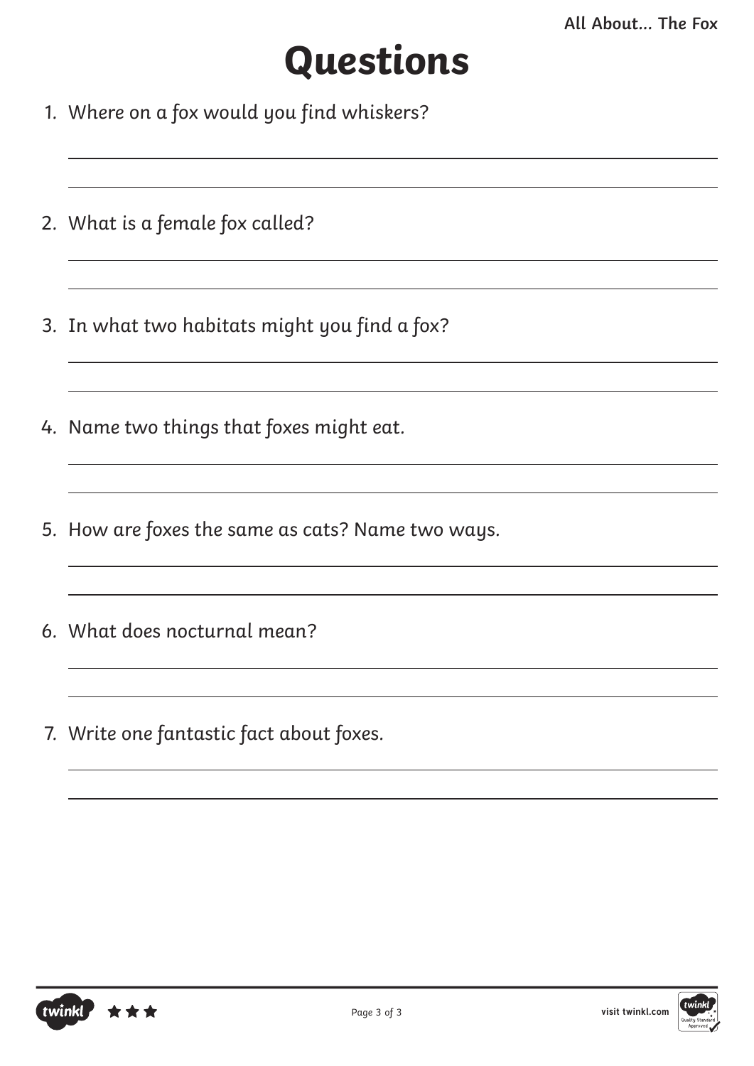# Questions

1. Where on a fox would you find whiskers?

2. What is a female fox called?

3. In what two habitats might you find a fox?

4. Name two things that foxes might eat.

5. How are foxes the same as cats? Name two ways.

6. What does nocturnal mean?

7. Write one fantastic fact about foxes.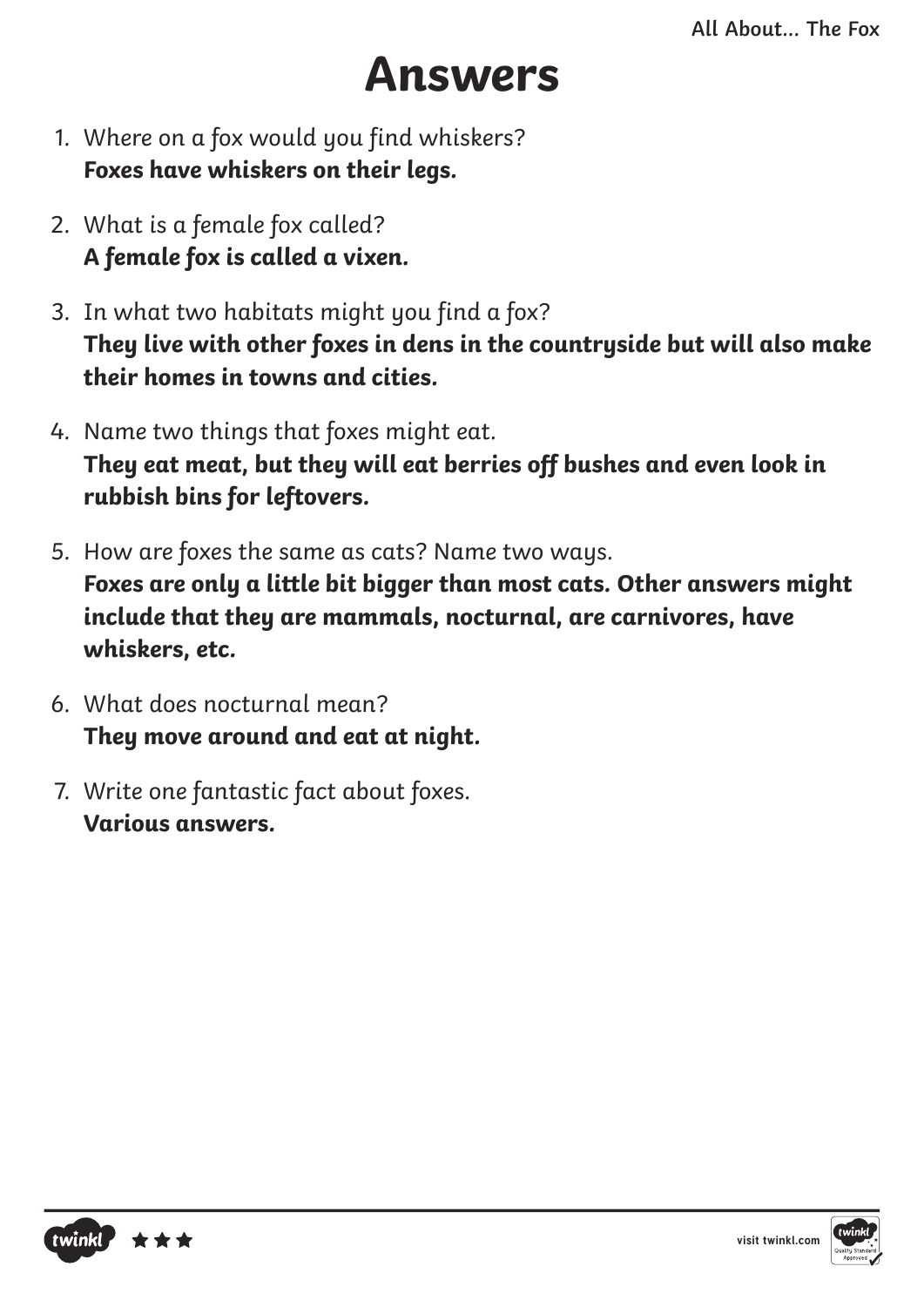# Answers

1. Where on a fox would you find whiskers?
   **Foxes have whiskers on their legs.**

2. What is a female fox called?
   **A female fox is called a vixen.**

3. In what two habitats might you find a fox?
   **They live with other foxes in dens in the countryside but will also make their homes in towns and cities.**

4. Name two things that foxes might eat.
   **They eat meat, but they will eat berries off bushes and even look in rubbish bins for leftovers.**

5. How are foxes the same as cats? Name two ways.
   **Foxes are only a little bit bigger than most cats. Other answers might include that they are mammals, nocturnal, are carnivores, have whiskers, etc.**

6. What does nocturnal mean?
   **They move around and eat at night.**

7. Write one fantastic fact about foxes.
   **Various answers.**